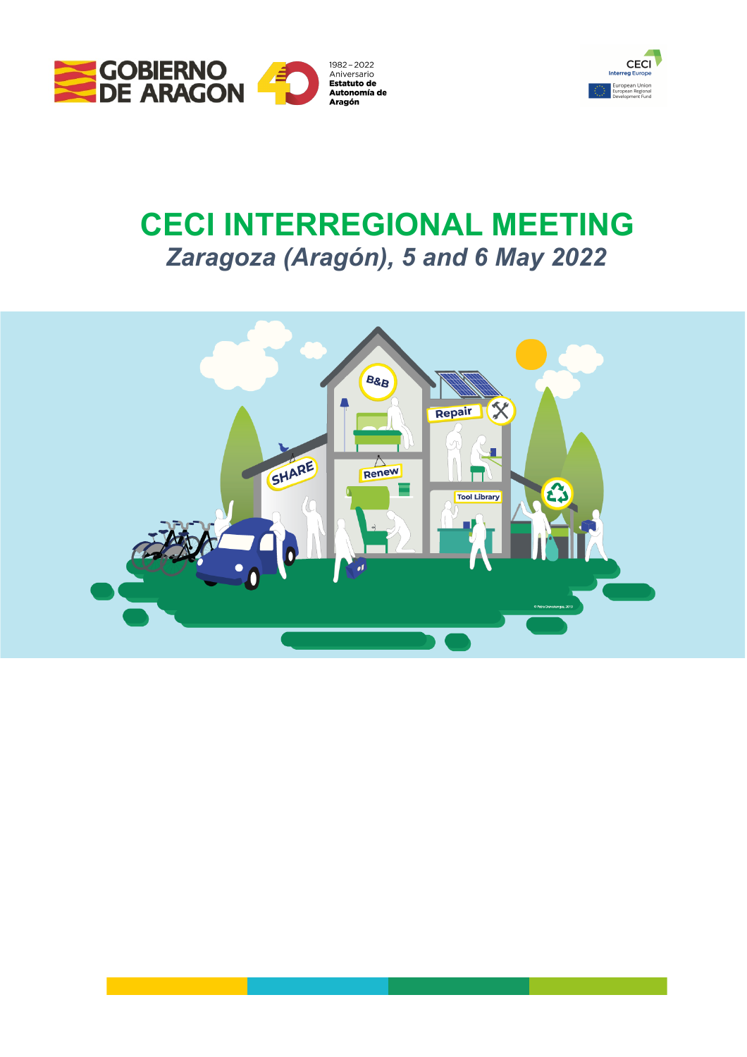# CECI INTERREGIONAL MEETING

*Zaragoza (Aragón), 5 and 6 May 2022*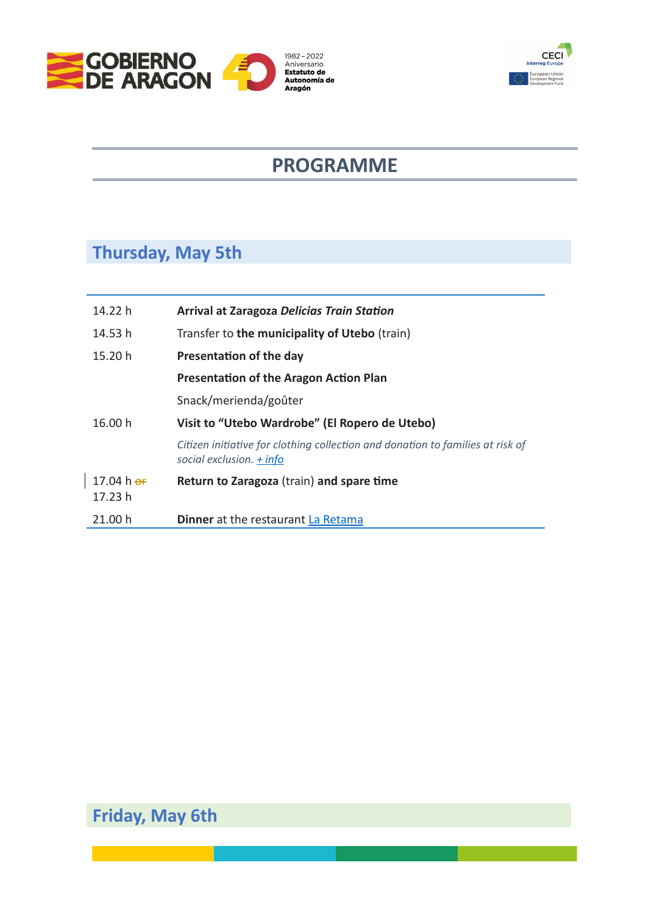# PROGRAMME

## Thursday, May 5th

| | |
|---|---|
| 14.22 h | **Arrival at Zaragoza *Delicias Train Station*** |
| 14.53 h | Transfer to **the municipality of Utebo** (train) |
| 15.20 h | **Presentation of the day** |
| | **Presentation of the Aragon Action Plan** |
| | Snack/merienda/goûter |
| 16.00 h | **Visit to "Utebo Wardrobe" (El Ropero de Utebo)** |
| | *Citizen initiative for clothing collection and donation to families at risk of social exclusion. + info* |
| 17.04 h ~~or~~ 17.23 h | **Return to Zaragoza** (train) **and spare time** |
| 21.00 h | **Dinner** at the restaurant La Retama |

## Friday, May 6th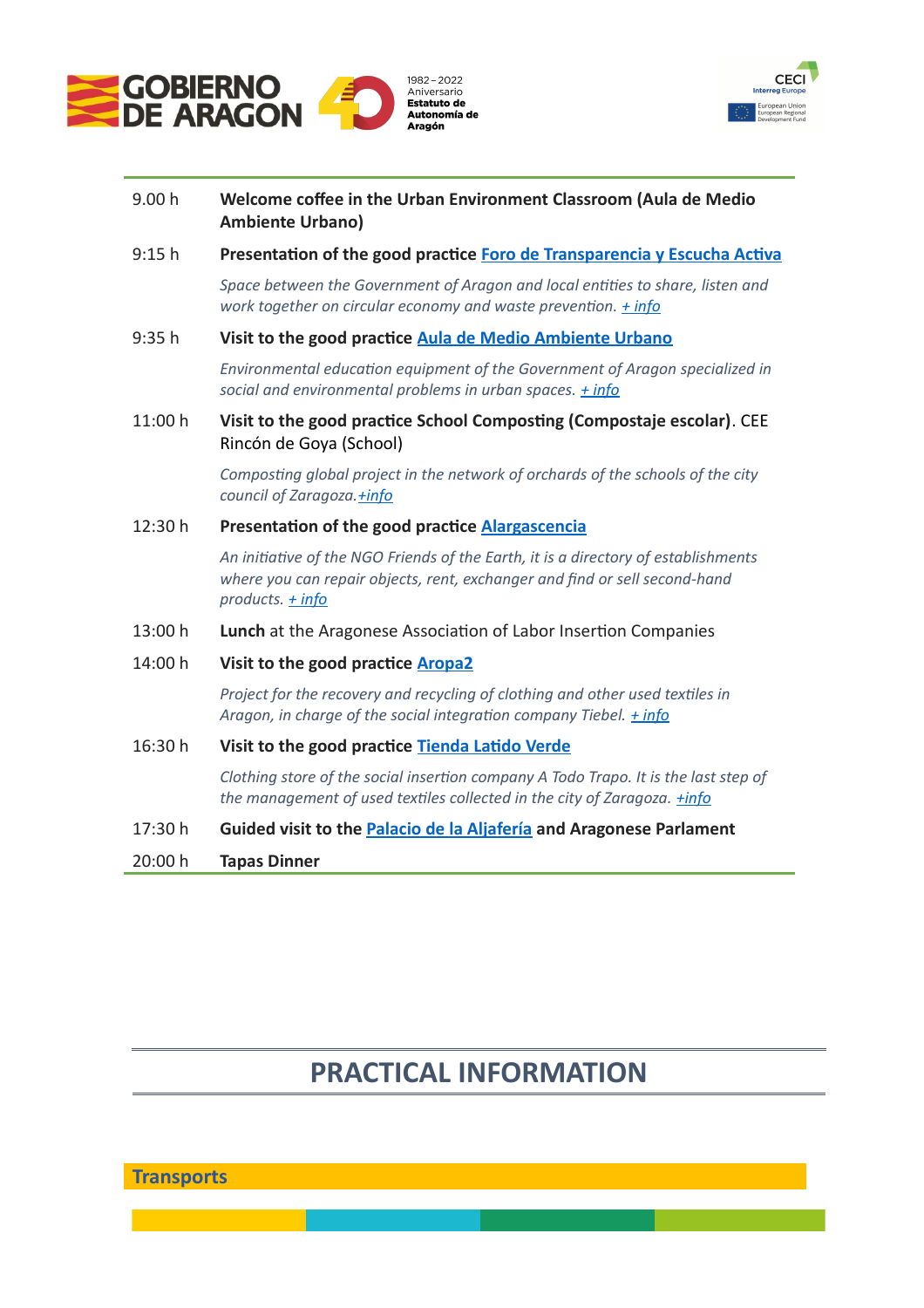| | |
|---|---|
| 9.00 h | **Welcome coffee in the Urban Environment Classroom (Aula de Medio Ambiente Urbano)** |
| 9:15 h | **Presentation of the good practice Foro de Transparencia y Escucha Activa** |
| | *Space between the Government of Aragon and local entities to share, listen and work together on circular economy and waste prevention. + info* |
| 9:35 h | **Visit to the good practice Aula de Medio Ambiente Urbano** |
| | *Environmental education equipment of the Government of Aragon specialized in social and environmental problems in urban spaces. + info* |
| 11:00 h | **Visit to the good practice School Composting (Compostaje escolar)**. CEE Rincón de Goya (School) |
| | *Composting global project in the network of orchards of the schools of the city council of Zaragoza.+info* |
| 12:30 h | **Presentation of the good practice Alargascencia** |
| | *An initiative of the NGO Friends of the Earth, it is a directory of establishments where you can repair objects, rent, exchanger and find or sell second-hand products. + info* |
| 13:00 h | **Lunch** at the Aragonese Association of Labor Insertion Companies |
| 14:00 h | **Visit to the good practice Aropa2** |
| | *Project for the recovery and recycling of clothing and other used textiles in Aragon, in charge of the social integration company Tiebel. + info* |
| 16:30 h | **Visit to the good practice Tienda Latido Verde** |
| | *Clothing store of the social insertion company A Todo Trapo. It is the last step of the management of used textiles collected in the city of Zaragoza. +info* |
| 17:30 h | **Guided visit to the Palacio de la Aljafería and Aragonese Parlament** |
| 20:00 h | **Tapas Dinner** |

# PRACTICAL INFORMATION

## Transports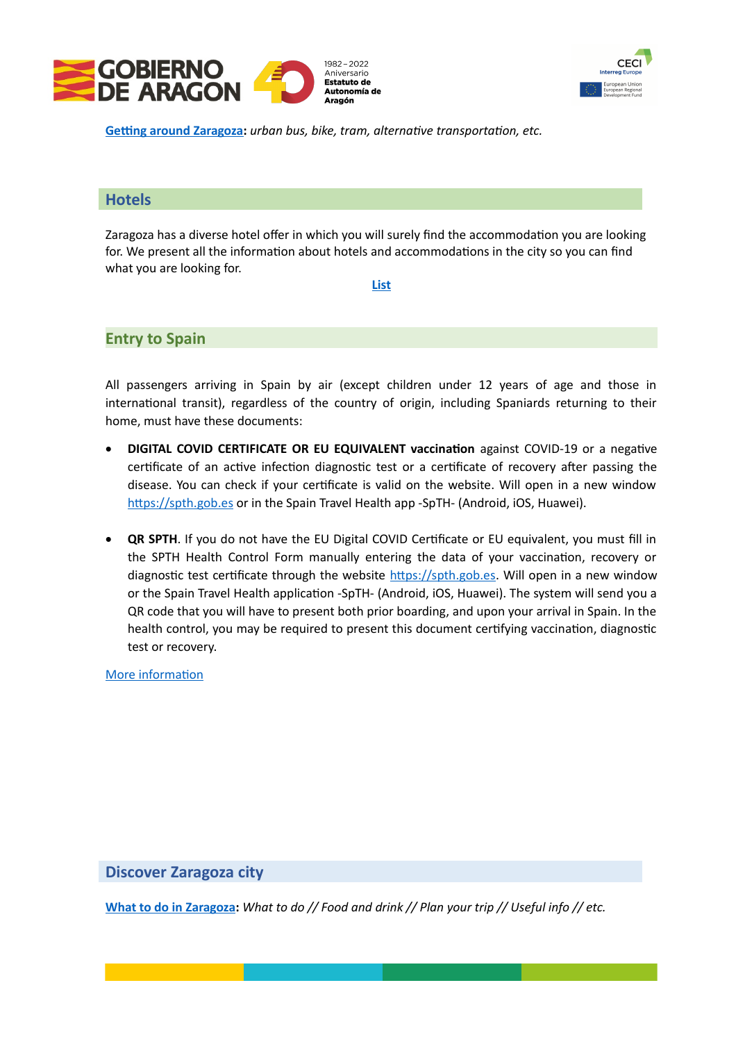**Getting around Zaragoza:** *urban bus, bike, tram, alternative transportation, etc.*

## Hotels

Zaragoza has a diverse hotel offer in which you will surely find the accommodation you are looking for. We present all the information about hotels and accommodations in the city so you can find what you are looking for.

**List**

## Entry to Spain

All passengers arriving in Spain by air (except children under 12 years of age and those in international transit), regardless of the country of origin, including Spaniards returning to their home, must have these documents:

- **DIGITAL COVID CERTIFICATE OR EU EQUIVALENT vaccination** against COVID-19 or a negative certificate of an active infection diagnostic test or a certificate of recovery after passing the disease. You can check if your certificate is valid on the website. Will open in a new window https://spth.gob.es or in the Spain Travel Health app -SpTH- (Android, iOS, Huawei).

- **QR SPTH**. If you do not have the EU Digital COVID Certificate or EU equivalent, you must fill in the SPTH Health Control Form manually entering the data of your vaccination, recovery or diagnostic test certificate through the website https://spth.gob.es. Will open in a new window or the Spain Travel Health application -SpTH- (Android, iOS, Huawei). The system will send you a QR code that you will have to present both prior boarding, and upon your arrival in Spain. In the health control, you may be required to present this document certifying vaccination, diagnostic test or recovery.

More information

## Discover Zaragoza city

**What to do in Zaragoza:** *What to do // Food and drink // Plan your trip // Useful info // etc.*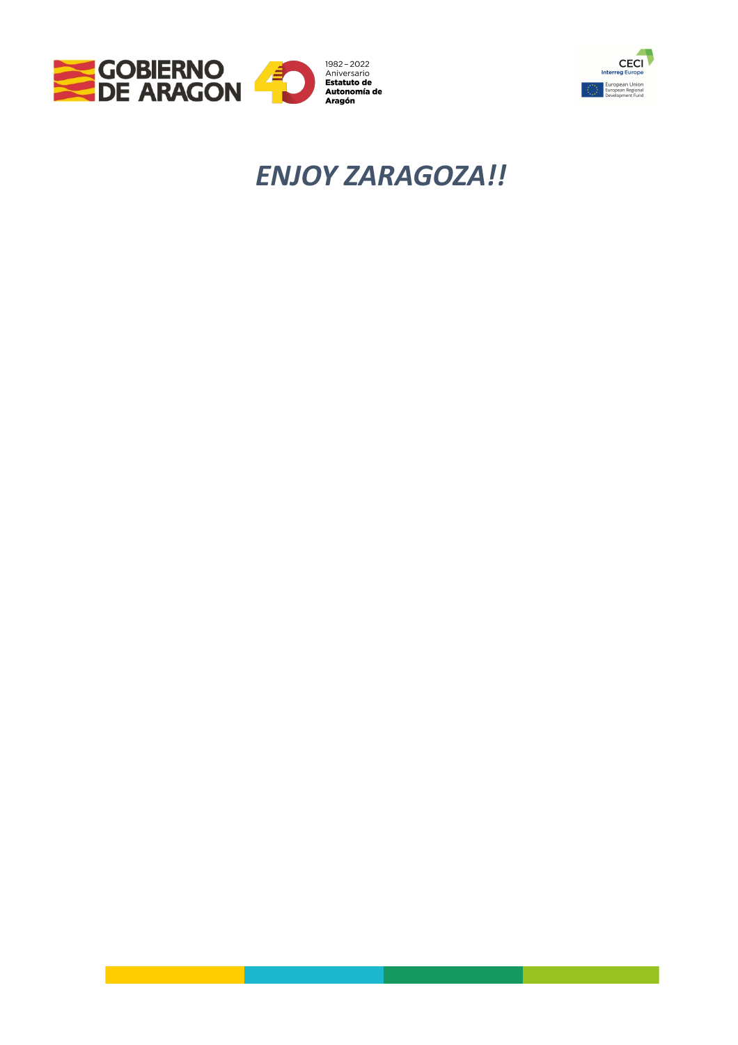***ENJOY ZARAGOZA!!***